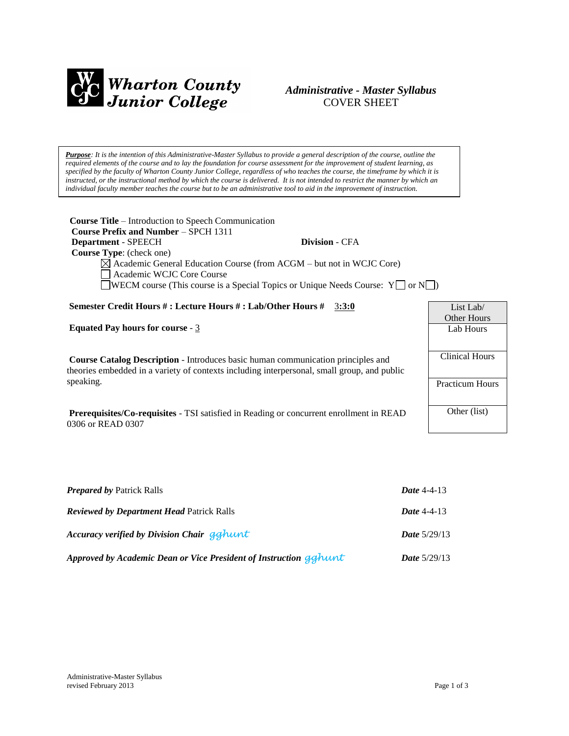**Wharton County Junior College**

***Administrative - Master Syllabus***
COVER SHEET

***Purpose***: *It is the intention of this Administrative-Master Syllabus to provide a general description of the course, outline the required elements of the course and to lay the foundation for course assessment for the improvement of student learning, as specified by the faculty of Wharton County Junior College, regardless of who teaches the course, the timeframe by which it is instructed, or the instructional method by which the course is delivered. It is not intended to restrict the manner by which an individual faculty member teaches the course but to be an administrative tool to aid in the improvement of instruction.*

**Course Title** – Introduction to Speech Communication
**Course Prefix and Number** – SPCH 1311
**Department** - SPEECH **Division** - CFA
**Course Type**: (check one)

- ☒ Academic General Education Course (from ACGM – but not in WCJC Core)
- ☐ Academic WCJC Core Course
- ☐ WECM course (This course is a Special Topics or Unique Needs Course: Y☐ or N☐)

**Semester Credit Hours # : Lecture Hours # : Lab/Other Hours #** 3:3:0

**Equated Pay hours for course** - 3

| List Lab/ Other Hours |
|---|
| Lab Hours |
| Clinical Hours |
| Practicum Hours |
| Other (list) |

**Course Catalog Description** - Introduces basic human communication principles and theories embedded in a variety of contexts including interpersonal, small group, and public speaking.

**Prerequisites/Co-requisites** - TSI satisfied in Reading or concurrent enrollment in READ 0306 or READ 0307

***Prepared by*** Patrick Ralls ***Date*** 4-4-13

***Reviewed by Department Head*** Patrick Ralls ***Date*** 4-4-13

***Accuracy verified by Division Chair*** gghunt ***Date*** 5/29/13

***Approved by Academic Dean or Vice President of Instruction*** gghunt ***Date*** 5/29/13

Administrative-Master Syllabus
revised February 2013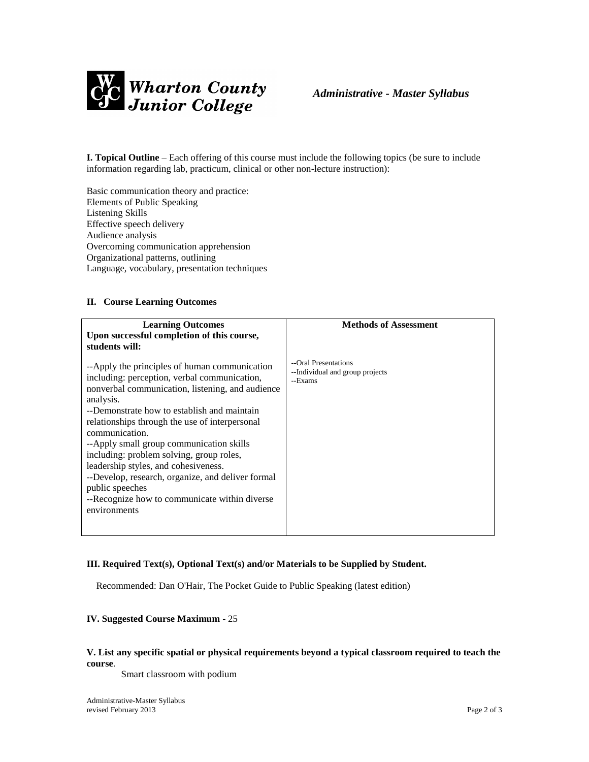**I. Topical Outline** – Each offering of this course must include the following topics (be sure to include information regarding lab, practicum, clinical or other non-lecture instruction):

Basic communication theory and practice:
Elements of Public Speaking
Listening Skills
Effective speech delivery
Audience analysis
Overcoming communication apprehension
Organizational patterns, outlining
Language, vocabulary, presentation techniques

**II. Course Learning Outcomes**

| **Learning Outcomes**<br>**Upon successful completion of this course, students will:** | **Methods of Assessment** |
|---|---|
| --Apply the principles of human communication including: perception, verbal communication, nonverbal communication, listening, and audience analysis.<br>--Demonstrate how to establish and maintain relationships through the use of interpersonal communication.<br>--Apply small group communication skills including: problem solving, group roles, leadership styles, and cohesiveness.<br>--Develop, research, organize, and deliver formal public speeches<br>--Recognize how to communicate within diverse environments | --Oral Presentations<br>--Individual and group projects<br>--Exams |

**III. Required Text(s), Optional Text(s) and/or Materials to be Supplied by Student.**

Recommended: Dan O'Hair, The Pocket Guide to Public Speaking (latest edition)

**IV. Suggested Course Maximum** - 25

**V. List any specific spatial or physical requirements beyond a typical classroom required to teach the course**.

Smart classroom with podium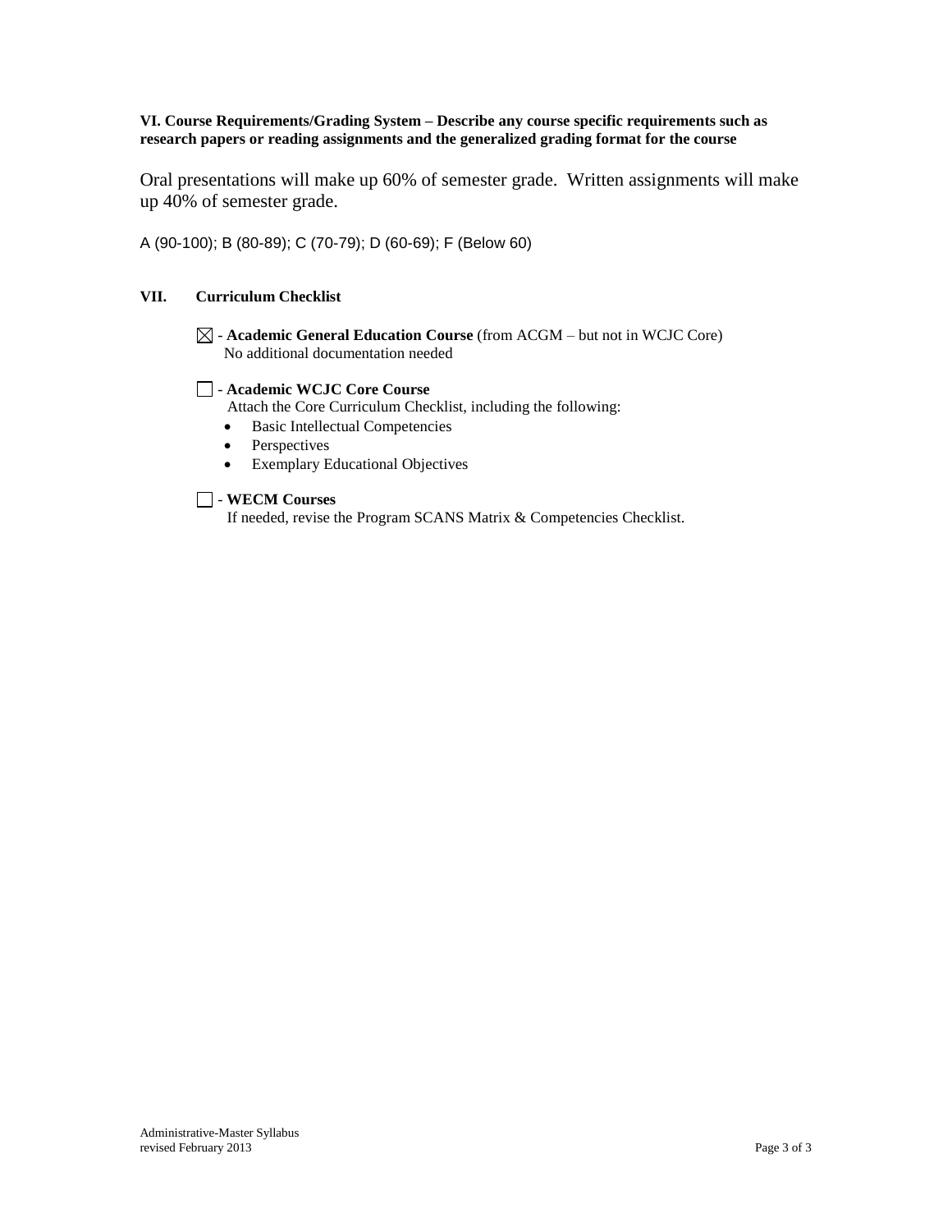**VI. Course Requirements/Grading System – Describe any course specific requirements such as research papers or reading assignments and the generalized grading format for the course**

Oral presentations will make up 60% of semester grade. Written assignments will make up 40% of semester grade.

A (90-100); B (80-89); C (70-79); D (60-69); F (Below 60)

**VII. Curriculum Checklist**

☒ - **Academic General Education Course** (from ACGM – but not in WCJC Core)
No additional documentation needed

☐ - **Academic WCJC Core Course**
Attach the Core Curriculum Checklist, including the following:

- Basic Intellectual Competencies
- Perspectives
- Exemplary Educational Objectives

☐ - **WECM Courses**
If needed, revise the Program SCANS Matrix & Competencies Checklist.